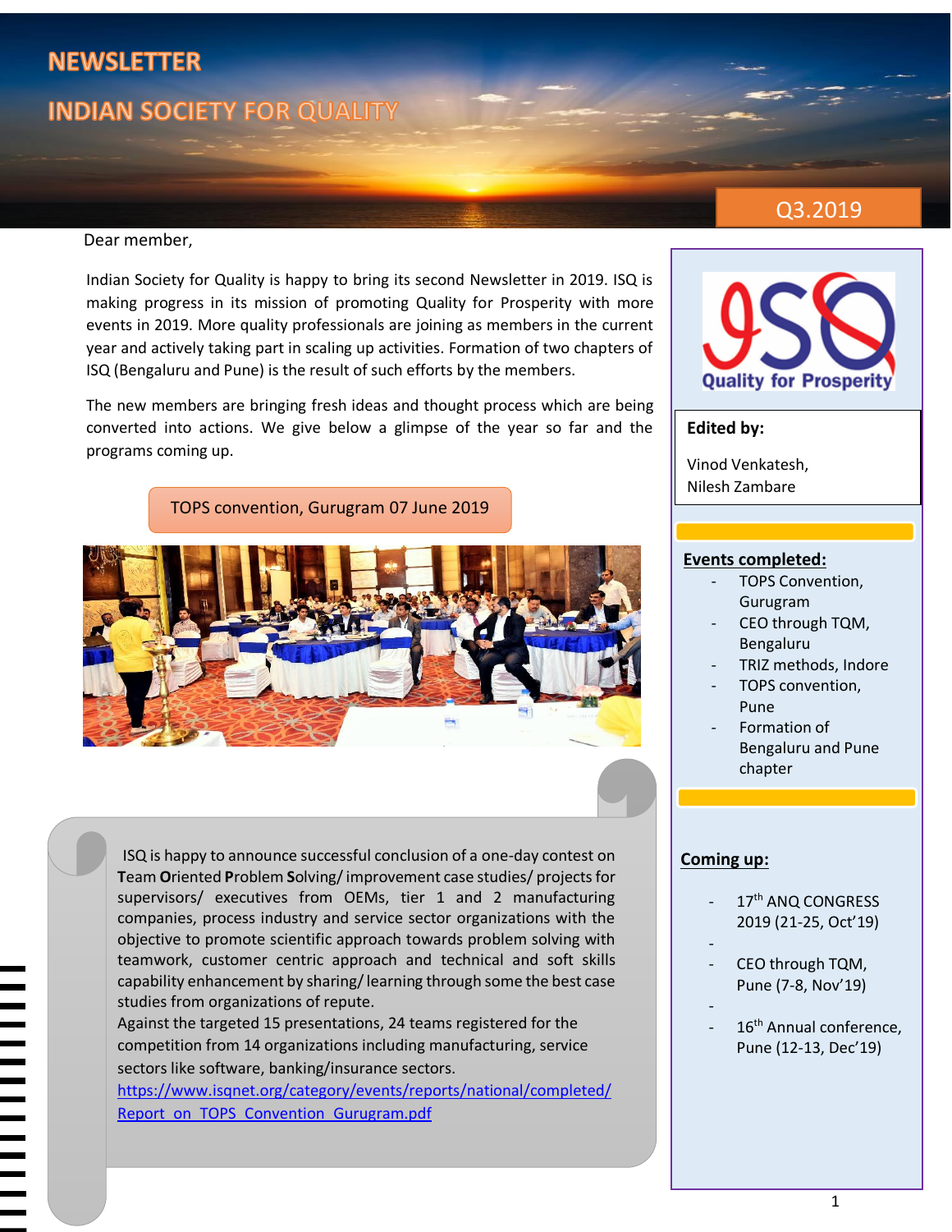# NEWSLETTER

## INDIAN SOCIETY FOR QUALITY

Q3.2019

Dear member,

Indian Society for Quality is happy to bring its second Newsletter in 2019. ISQ is making progress in its mission of promoting Quality for Prosperity with more events in 2019. More quality professionals are joining as members in the current year and actively taking part in scaling up activities. Formation of two chapters of ISQ (Bengaluru and Pune) is the result of such efforts by the members.

The new members are bringing fresh ideas and thought process which are being converted into actions. We give below a glimpse of the year so far and the programs coming up.

### TOPS convention, Gurugram 07 June 2019

ISQ is happy to announce successful conclusion of a one-day contest on **T**eam **O**riented **P**roblem **S**olving/ improvement case studies/ projects for supervisors/ executives from OEMs, tier 1 and 2 manufacturing companies, process industry and service sector organizations with the objective to promote scientific approach towards problem solving with teamwork, customer centric approach and technical and soft skills capability enhancement by sharing/ learning through some the best case studies from organizations of repute.

Against the targeted 15 presentations, 24 teams registered for the competition from 14 organizations including manufacturing, service sectors like software, banking/insurance sectors.

https://www.isqnet.org/category/events/reports/national/completed/Report_on_TOPS_Convention_Gurugram.pdf

ISQ — Quality for Prosperity

**Edited by:**

Vinod Venkatesh,
Nilesh Zambare

**Events completed:**

- TOPS Convention, Gurugram
- CEO through TQM, Bengaluru
- TRIZ methods, Indore
- TOPS convention, Pune
- Formation of Bengaluru and Pune chapter

**Coming up:**

- 17th ANQ CONGRESS 2019 (21-25, Oct'19)
- CEO through TQM, Pune (7-8, Nov'19)
- 16th Annual conference, Pune (12-13, Dec'19)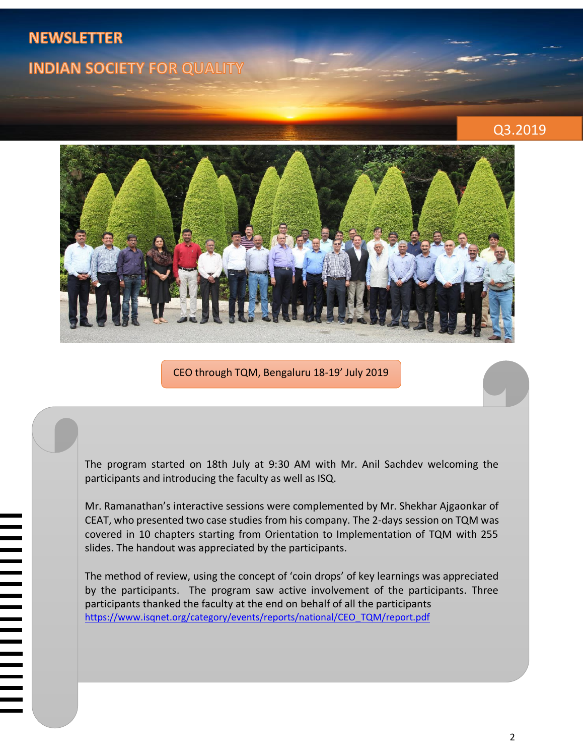CEO through TQM, Bengaluru 18-19' July 2019

The program started on 18th July at 9:30 AM with Mr. Anil Sachdev welcoming the participants and introducing the faculty as well as ISQ.

Mr. Ramanathan's interactive sessions were complemented by Mr. Shekhar Ajgaonkar of CEAT, who presented two case studies from his company. The 2-days session on TQM was covered in 10 chapters starting from Orientation to Implementation of TQM with 255 slides. The handout was appreciated by the participants.

The method of review, using the concept of 'coin drops' of key learnings was appreciated by the participants. The program saw active involvement of the participants. Three participants thanked the faculty at the end on behalf of all the participants
https://www.isqnet.org/category/events/reports/national/CEO_TQM/report.pdf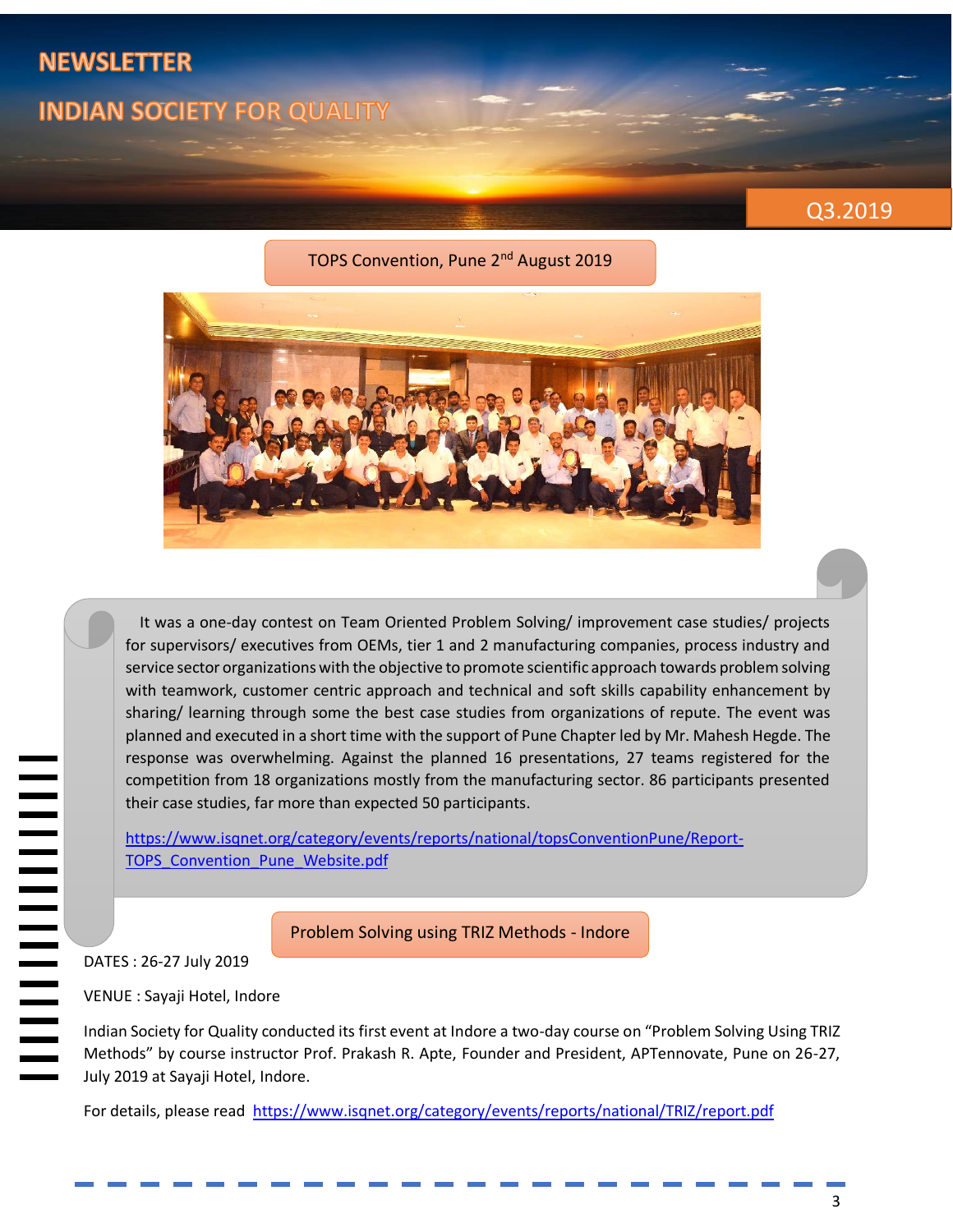# NEWSLETTER

# INDIAN SOCIETY FOR QUALITY

Q3.2019

## TOPS Convention, Pune 2nd August 2019

It was a one-day contest on Team Oriented Problem Solving/ improvement case studies/ projects for supervisors/ executives from OEMs, tier 1 and 2 manufacturing companies, process industry and service sector organizations with the objective to promote scientific approach towards problem solving with teamwork, customer centric approach and technical and soft skills capability enhancement by sharing/ learning through some the best case studies from organizations of repute. The event was planned and executed in a short time with the support of Pune Chapter led by Mr. Mahesh Hegde. The response was overwhelming. Against the planned 16 presentations, 27 teams registered for the competition from 18 organizations mostly from the manufacturing sector. 86 participants presented their case studies, far more than expected 50 participants.

https://www.isqnet.org/category/events/reports/national/topsConventionPune/Report-TOPS_Convention_Pune_Website.pdf

## Problem Solving using TRIZ Methods - Indore

DATES : 26-27 July 2019

VENUE : Sayaji Hotel, Indore

Indian Society for Quality conducted its first event at Indore a two-day course on "Problem Solving Using TRIZ Methods" by course instructor Prof. Prakash R. Apte, Founder and President, APTennovate, Pune on 26-27, July 2019 at Sayaji Hotel, Indore.

For details, please read https://www.isqnet.org/category/events/reports/national/TRIZ/report.pdf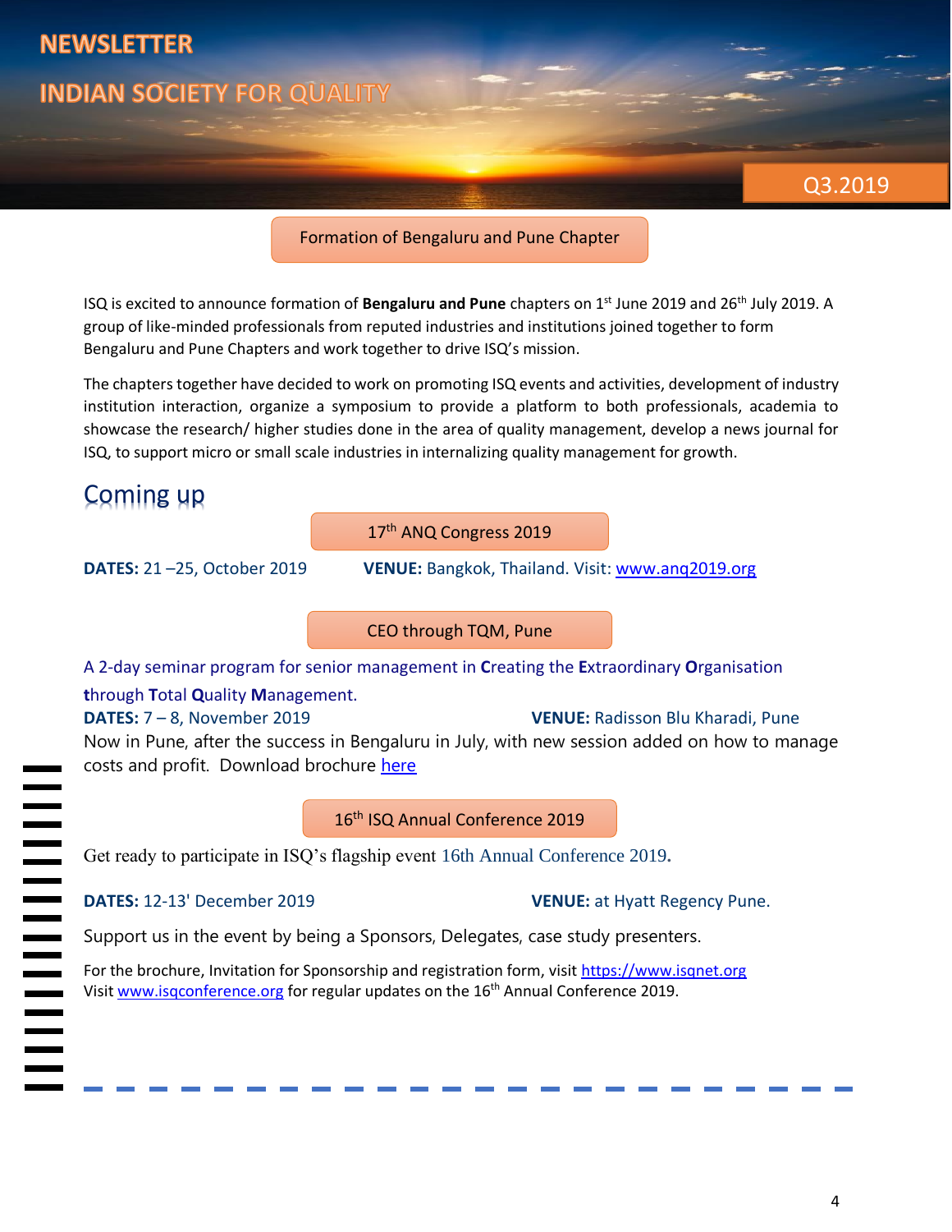# NEWSLETTER

## INDIAN SOCIETY FOR QUALITY

Q3.2019

### Formation of Bengaluru and Pune Chapter

ISQ is excited to announce formation of **Bengaluru and Pune** chapters on 1st June 2019 and 26th July 2019. A group of like-minded professionals from reputed industries and institutions joined together to form Bengaluru and Pune Chapters and work together to drive ISQ's mission.

The chapters together have decided to work on promoting ISQ events and activities, development of industry institution interaction, organize a symposium to provide a platform to both professionals, academia to showcase the research/ higher studies done in the area of quality management, develop a news journal for ISQ, to support micro or small scale industries in internalizing quality management for growth.

## Coming up

### 17th ANQ Congress 2019

**DATES:** 21 –25, October 2019 **VENUE:** Bangkok, Thailand. Visit: [www.anq2019.org](http://www.anq2019.org)

### CEO through TQM, Pune

A 2-day seminar program for senior management in **C**reating the **E**xtraordinary **O**rganisation **t**hrough **T**otal **Q**uality **M**anagement.

**DATES:** 7 – 8, November 2019 **VENUE:** Radisson Blu Kharadi, Pune

Now in Pune, after the success in Bengaluru in July, with new session added on how to manage costs and profit. Download brochure here

### 16th ISQ Annual Conference 2019

Get ready to participate in ISQ's flagship event 16th Annual Conference 2019**.**

**DATES:** 12-13' December 2019 **VENUE:** at Hyatt Regency Pune.

Support us in the event by being a Sponsors, Delegates, case study presenters.

For the brochure, Invitation for Sponsorship and registration form, visit [https://www.isqnet.org](https://www.isqnet.org)
Visit [www.isqconference.org](http://www.isqconference.org) for regular updates on the 16th Annual Conference 2019.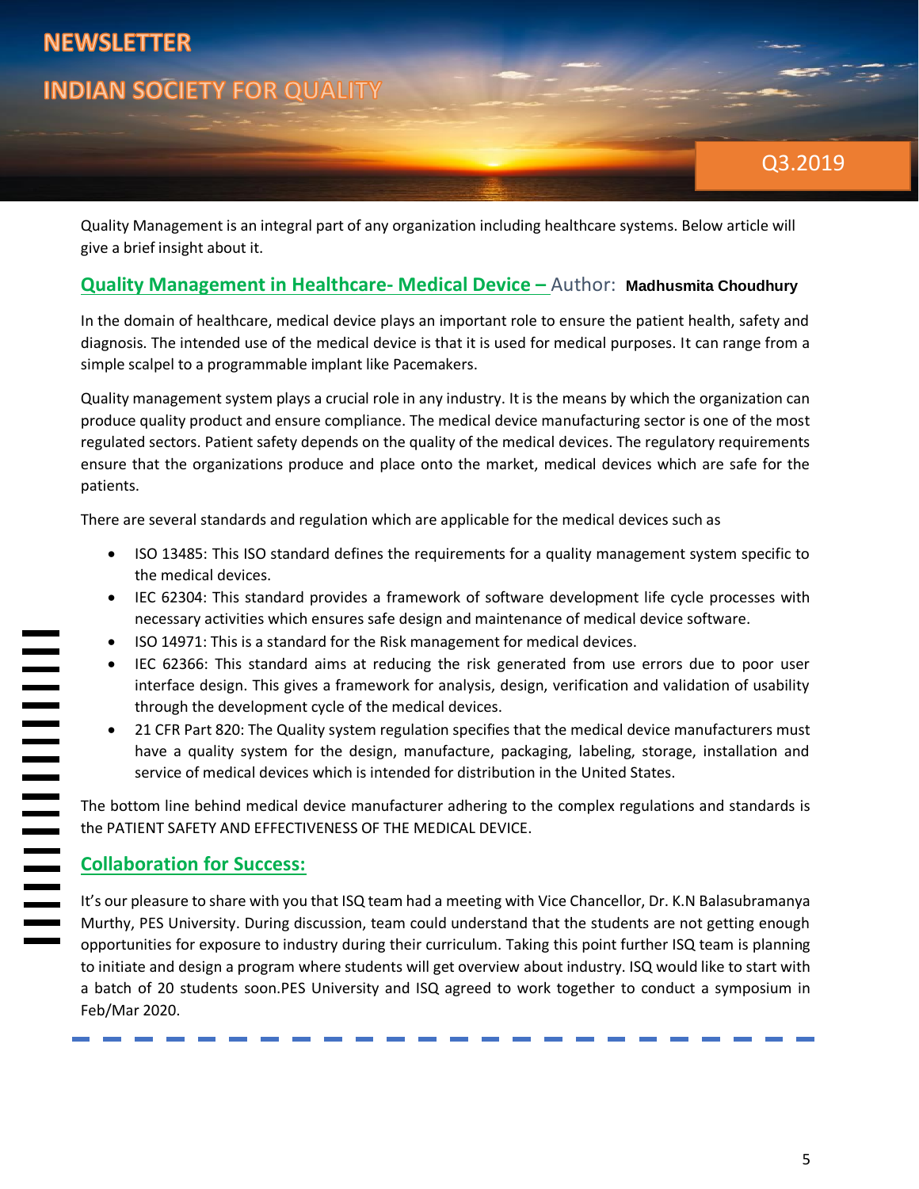# NEWSLETTER

## INDIAN SOCIETY FOR QUALITY

Q3.2019

Quality Management is an integral part of any organization including healthcare systems. Below article will give a brief insight about it.

### Quality Management in Healthcare- Medical Device – Author: **Madhusmita Choudhury**

In the domain of healthcare, medical device plays an important role to ensure the patient health, safety and diagnosis. The intended use of the medical device is that it is used for medical purposes. It can range from a simple scalpel to a programmable implant like Pacemakers.

Quality management system plays a crucial role in any industry. It is the means by which the organization can produce quality product and ensure compliance. The medical device manufacturing sector is one of the most regulated sectors. Patient safety depends on the quality of the medical devices. The regulatory requirements ensure that the organizations produce and place onto the market, medical devices which are safe for the patients.

There are several standards and regulation which are applicable for the medical devices such as

- ISO 13485: This ISO standard defines the requirements for a quality management system specific to the medical devices.
- IEC 62304: This standard provides a framework of software development life cycle processes with necessary activities which ensures safe design and maintenance of medical device software.
- ISO 14971: This is a standard for the Risk management for medical devices.
- IEC 62366: This standard aims at reducing the risk generated from use errors due to poor user interface design. This gives a framework for analysis, design, verification and validation of usability through the development cycle of the medical devices.
- 21 CFR Part 820: The Quality system regulation specifies that the medical device manufacturers must have a quality system for the design, manufacture, packaging, labeling, storage, installation and service of medical devices which is intended for distribution in the United States.

The bottom line behind medical device manufacturer adhering to the complex regulations and standards is the PATIENT SAFETY AND EFFECTIVENESS OF THE MEDICAL DEVICE.

### Collaboration for Success:

It's our pleasure to share with you that ISQ team had a meeting with Vice Chancellor, Dr. K.N Balasubramanya Murthy, PES University. During discussion, team could understand that the students are not getting enough opportunities for exposure to industry during their curriculum. Taking this point further ISQ team is planning to initiate and design a program where students will get overview about industry. ISQ would like to start with a batch of 20 students soon.PES University and ISQ agreed to work together to conduct a symposium in Feb/Mar 2020.